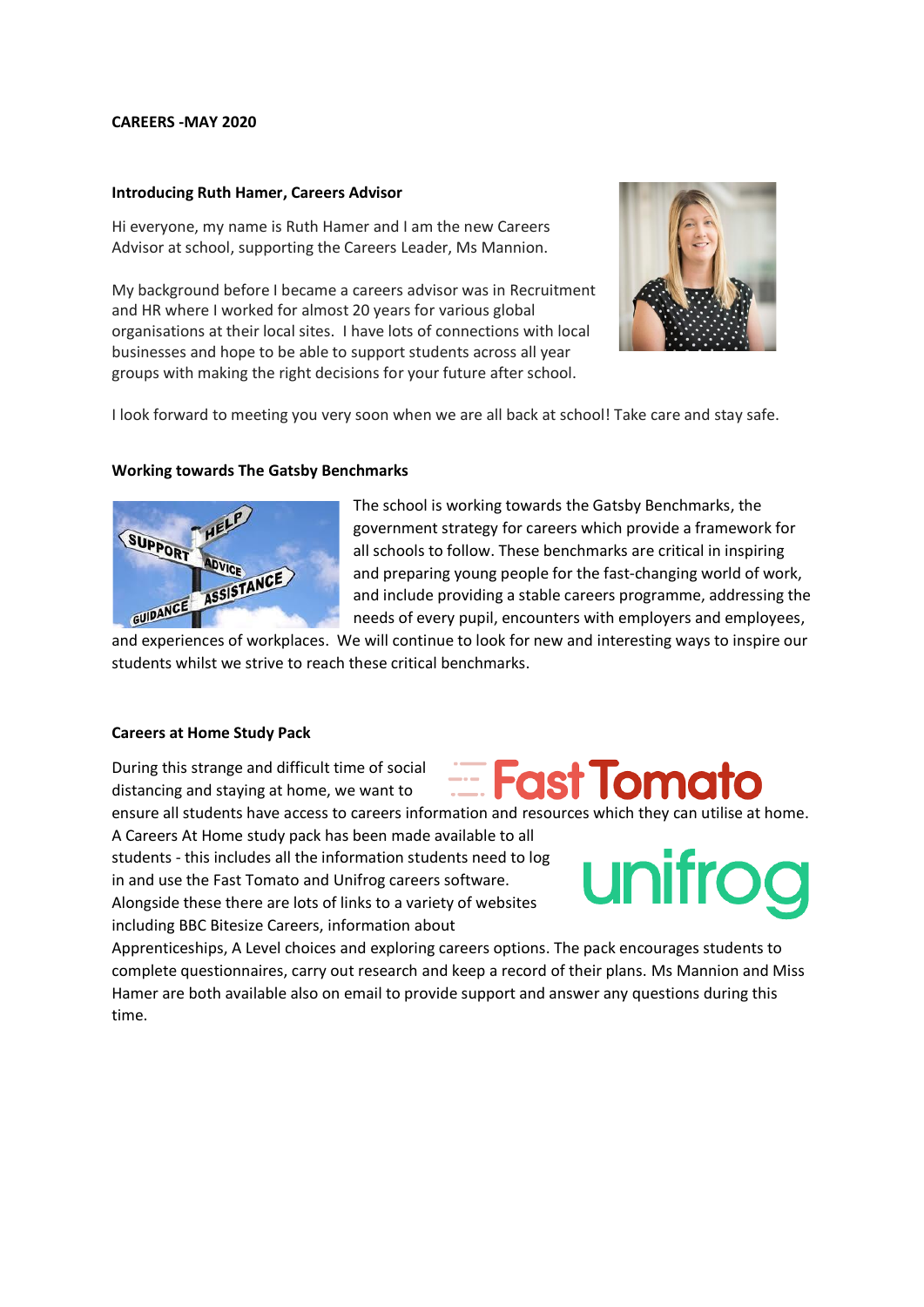**CAREERS -MAY 2020**

**Introducing Ruth Hamer, Careers Advisor**

Hi everyone, my name is Ruth Hamer and I am the new Careers Advisor at school, supporting the Careers Leader, Ms Mannion.

My background before I became a careers advisor was in Recruitment and HR where I worked for almost 20 years for various global organisations at their local sites. I have lots of connections with local businesses and hope to be able to support students across all year groups with making the right decisions for your future after school.

I look forward to meeting you very soon when we are all back at school! Take care and stay safe.

**Working towards The Gatsby Benchmarks**

The school is working towards the Gatsby Benchmarks, the government strategy for careers which provide a framework for all schools to follow. These benchmarks are critical in inspiring and preparing young people for the fast-changing world of work, and include providing a stable careers programme, addressing the needs of every pupil, encounters with employers and employees, and experiences of workplaces. We will continue to look for new and interesting ways to inspire our students whilst we strive to reach these critical benchmarks.

**Careers at Home Study Pack**

During this strange and difficult time of social distancing and staying at home, we want to ensure all students have access to careers information and resources which they can utilise at home. A Careers At Home study pack has been made available to all students - this includes all the information students need to log in and use the Fast Tomato and Unifrog careers software. Alongside these there are lots of links to a variety of websites including BBC Bitesize Careers, information about Apprenticeships, A Level choices and exploring careers options. The pack encourages students to complete questionnaires, carry out research and keep a record of their plans. Ms Mannion and Miss Hamer are both available also on email to provide support and answer any questions during this time.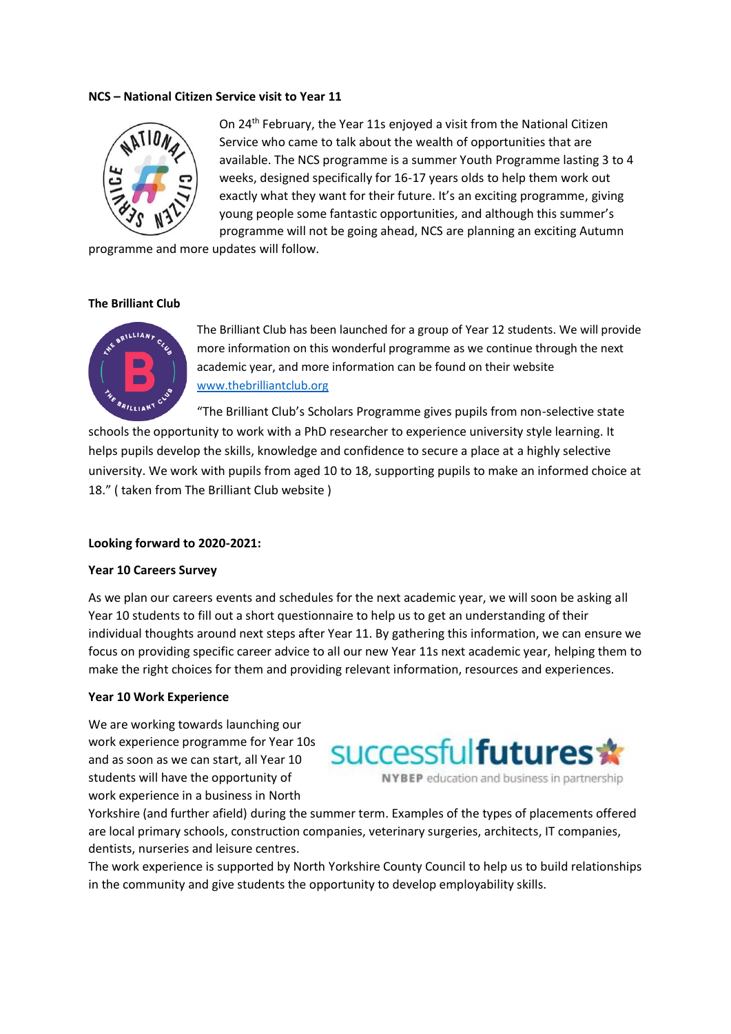**NCS – National Citizen Service visit to Year 11**

On 24th February, the Year 11s enjoyed a visit from the National Citizen Service who came to talk about the wealth of opportunities that are available. The NCS programme is a summer Youth Programme lasting 3 to 4 weeks, designed specifically for 16-17 years olds to help them work out exactly what they want for their future. It's an exciting programme, giving young people some fantastic opportunities, and although this summer's programme will not be going ahead, NCS are planning an exciting Autumn programme and more updates will follow.

**The Brilliant Club**

The Brilliant Club has been launched for a group of Year 12 students. We will provide more information on this wonderful programme as we continue through the next academic year, and more information can be found on their website [www.thebrilliantclub.org](http://www.thebrilliantclub.org)

"The Brilliant Club's Scholars Programme gives pupils from non-selective state schools the opportunity to work with a PhD researcher to experience university style learning. It helps pupils develop the skills, knowledge and confidence to secure a place at a highly selective university. We work with pupils from aged 10 to 18, supporting pupils to make an informed choice at 18." ( taken from The Brilliant Club website )

**Looking forward to 2020-2021:**

**Year 10 Careers Survey**

As we plan our careers events and schedules for the next academic year, we will soon be asking all Year 10 students to fill out a short questionnaire to help us to get an understanding of their individual thoughts around next steps after Year 11. By gathering this information, we can ensure we focus on providing specific career advice to all our new Year 11s next academic year, helping them to make the right choices for them and providing relevant information, resources and experiences.

**Year 10 Work Experience**

We are working towards launching our work experience programme for Year 10s and as soon as we can start, all Year 10 students will have the opportunity of work experience in a business in North Yorkshire (and further afield) during the summer term. Examples of the types of placements offered are local primary schools, construction companies, veterinary surgeries, architects, IT companies, dentists, nurseries and leisure centres.

The work experience is supported by North Yorkshire County Council to help us to build relationships in the community and give students the opportunity to develop employability skills.